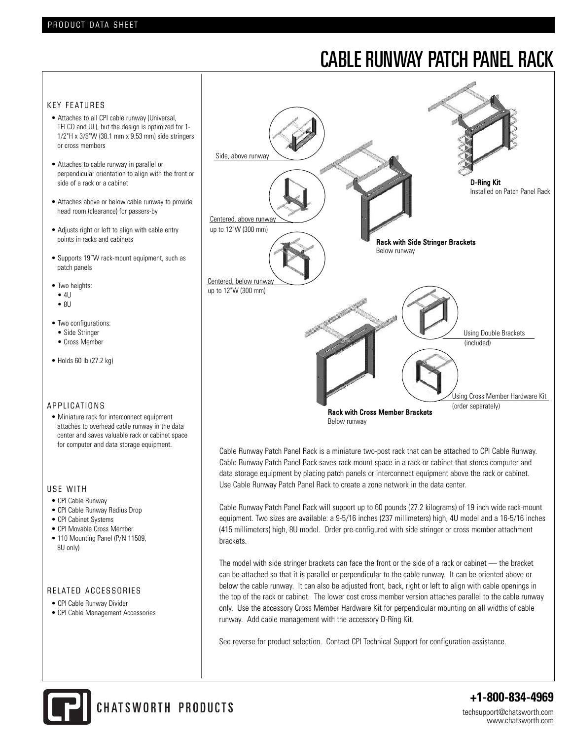# CABLE RUNWAY PATCH PANEL RACK

## KEY FEATURES

- Attaches to all CPI cable runway (Universal, TELCO and UL), but the design is optimized for 1-1/2"H x 3/8"W (38.1 mm x 9.53 mm) side stringers or cross members
- Attaches to cable runway in parallel or perpendicular orientation to align with the front or side of a rack or a cabinet
- Attaches above or below cable runway to provide head room (clearance) for passers-by
- Adjusts right or left to align with cable entry points in racks and cabinets
- Supports 19"W rack-mount equipment, such as patch panels
- Two heights:
  - 4U
  - 8U
- Two configurations:
  - Side Stringer
  - Cross Member
- Holds 60 lb (27.2 kg)

## APPLICATIONS

- Miniature rack for interconnect equipment attaches to overhead cable runway in the data center and saves valuable rack or cabinet space for computer and data storage equipment.

## USE WITH

- CPI Cable Runway
- CPI Cable Runway Radius Drop
- CPI Cabinet Systems
- CPI Movable Cross Member
- 110 Mounting Panel (P/N 11589, 8U only)

## RELATED ACCESSORIES

- CPI Cable Runway Divider
- CPI Cable Management Accessories

Side, above runway

Centered, above runway up to 12"W (300 mm)

Centered, below runway up to 12"W (300 mm)

**D-Ring Kit** Installed on Patch Panel Rack

**Rack with Side Stringer Brackets** Below runway

Using Double Brackets (included)

Using Cross Member Hardware Kit (order separately)

**Rack with Cross Member Brackets** Below runway

Cable Runway Patch Panel Rack is a miniature two-post rack that can be attached to CPI Cable Runway. Cable Runway Patch Panel Rack saves rack-mount space in a rack or cabinet that stores computer and data storage equipment by placing patch panels or interconnect equipment above the rack or cabinet. Use Cable Runway Patch Panel Rack to create a zone network in the data center.

Cable Runway Patch Panel Rack will support up to 60 pounds (27.2 kilograms) of 19 inch wide rack-mount equipment. Two sizes are available: a 9-5/16 inches (237 millimeters) high, 4U model and a 16-5/16 inches (415 millimeters) high, 8U model. Order pre-configured with side stringer or cross member attachment brackets.

The model with side stringer brackets can face the front or the side of a rack or cabinet — the bracket can be attached so that it is parallel or perpendicular to the cable runway. It can be oriented above or below the cable runway. It can also be adjusted front, back, right or left to align with cable openings in the top of the rack or cabinet. The lower cost cross member version attaches parallel to the cable runway only. Use the accessory Cross Member Hardware Kit for perpendicular mounting on all widths of cable runway. Add cable management with the accessory D-Ring Kit.

See reverse for product selection. Contact CPI Technical Support for configuration assistance.

CHATSWORTH PRODUCTS

**+1-800-834-4969**

techsupport@chatsworth.com
www.chatsworth.com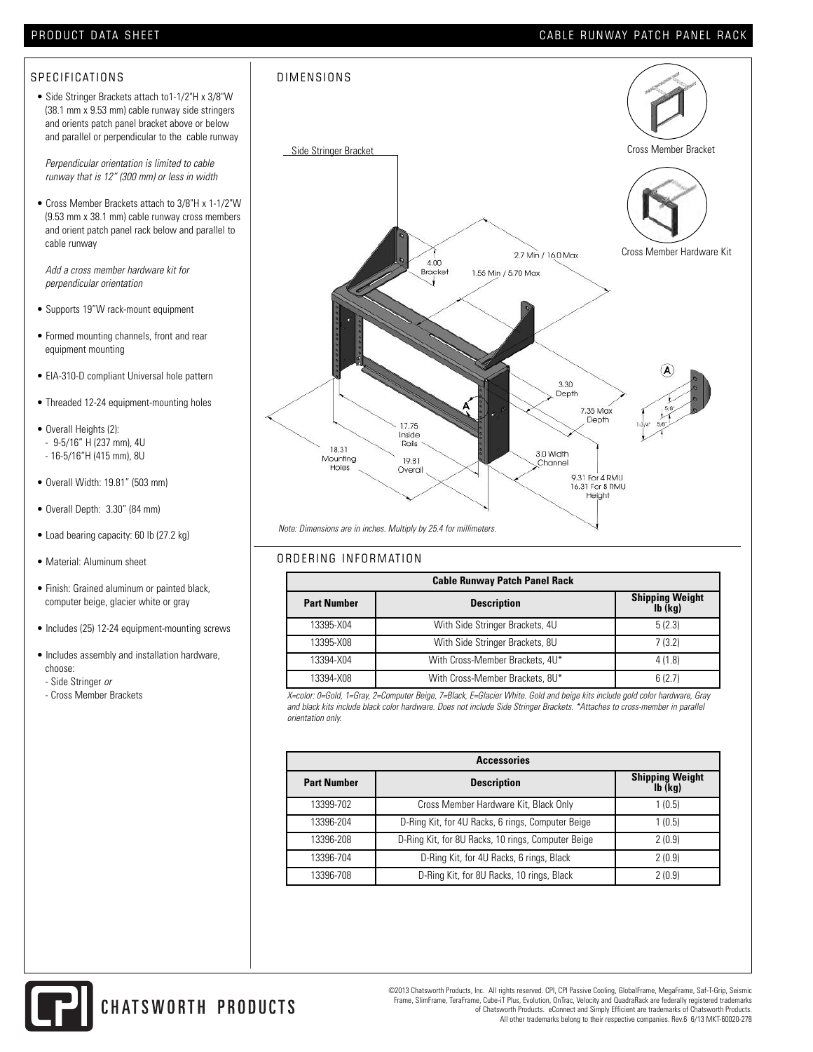## SPECIFICATIONS

- Side Stringer Brackets attach to1-1/2"H x 3/8"W (38.1 mm x 9.53 mm) cable runway side stringers and orients patch panel bracket above or below and parallel or perpendicular to the cable runway

  *Perpendicular orientation is limited to cable runway that is 12" (300 mm) or less in width*

- Cross Member Brackets attach to 3/8"H x 1-1/2"W (9.53 mm x 38.1 mm) cable runway cross members and orient patch panel rack below and parallel to cable runway

  *Add a cross member hardware kit for perpendicular orientation*

- Supports 19"W rack-mount equipment
- Formed mounting channels, front and rear equipment mounting
- EIA-310-D compliant Universal hole pattern
- Threaded 12-24 equipment-mounting holes
- Overall Heights (2):
  - 9-5/16" H (237 mm), 4U
  - 16-5/16"H (415 mm), 8U
- Overall Width: 19.81" (503 mm)
- Overall Depth: 3.30" (84 mm)
- Load bearing capacity: 60 lb (27.2 kg)
- Material: Aluminum sheet
- Finish: Grained aluminum or painted black, computer beige, glacier white or gray
- Includes (25) 12-24 equipment-mounting screws
- Includes assembly and installation hardware, choose:
  - Side Stringer *or*
  - Cross Member Brackets

## DIMENSIONS

Side Stringer Bracket

Cross Member Bracket

Cross Member Hardware Kit

4.00 Bracket

2.7 Min / 16.0 Max

1.55 Min / 5.70 Max

3.30 Depth

7.35 Max Depth

17.75 Inside Rails

18.31 Mounting Holes

19.81 Overall

3.0 Width Channel

9.31 For 4 RMU
16.31 For 8 RMU
Height

A

5/8"
1-3/4"
5/8"

*Note: Dimensions are in inches. Multiply by 25.4 for millimeters.*

## ORDERING INFORMATION

| Cable Runway Patch Panel Rack | | |
|---|---|---|
| **Part Number** | **Description** | **Shipping Weight lb (kg)** |
| 13395-X04 | With Side Stringer Brackets, 4U | 5 (2.3) |
| 13395-X08 | With Side Stringer Brackets, 8U | 7 (3.2) |
| 13394-X04 | With Cross-Member Brackets, 4U* | 4 (1.8) |
| 13394-X08 | With Cross-Member Brackets, 8U* | 6 (2.7) |

*X=color: 0=Gold, 1=Gray, 2=Computer Beige, 7=Black, E=Glacier White. Gold and beige kits include gold color hardware, Gray and black kits include black color hardware. Does not include Side Stringer Brackets. *Attaches to cross-member in parallel orientation only.*

| Accessories | | |
|---|---|---|
| **Part Number** | **Description** | **Shipping Weight lb (kg)** |
| 13399-702 | Cross Member Hardware Kit, Black Only | 1 (0.5) |
| 13396-204 | D-Ring Kit, for 4U Racks, 6 rings, Computer Beige | 1 (0.5) |
| 13396-208 | D-Ring Kit, for 8U Racks, 10 rings, Computer Beige | 2 (0.9) |
| 13396-704 | D-Ring Kit, for 4U Racks, 6 rings, Black | 2 (0.9) |
| 13396-708 | D-Ring Kit, for 8U Racks, 10 rings, Black | 2 (0.9) |

CHATSWORTH PRODUCTS

©2013 Chatsworth Products, Inc. All rights reserved. CPI, CPI Passive Cooling, GlobalFrame, MegaFrame, Saf-T-Grip, Seismic Frame, SlimFrame, TeraFrame, Cube-iT Plus, Evolution, OnTrac, Velocity and QuadraRack are federally registered trademarks of Chatsworth Products. eConnect and Simply Efficient are trademarks of Chatsworth Products. All other trademarks belong to their respective companies. Rev.6 6/13 MKT-60020-278